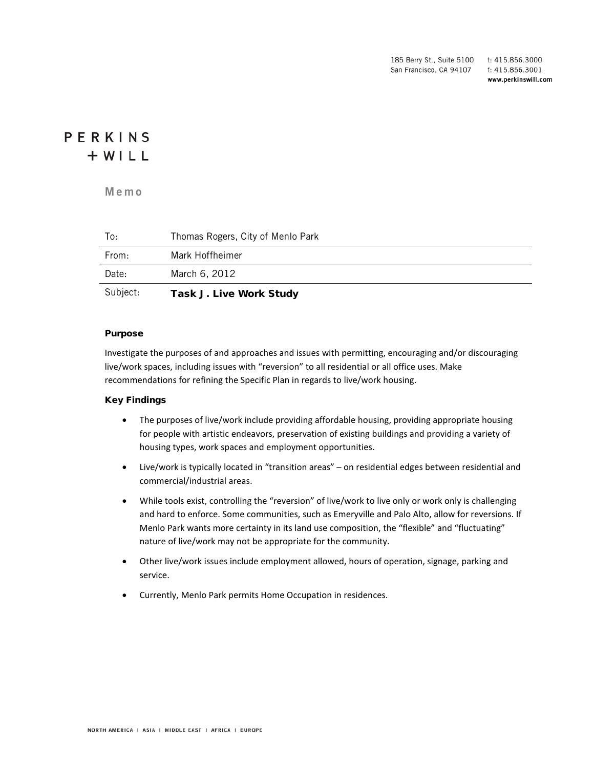185 Berry St., Suite 5100 t: 415.856.3000
San Francisco, CA 94107 f: 415.856.3001
www.perkinswill.com

PERKINS
+WILL

# Memo

| To: | Thomas Rogers, City of Menlo Park |
| --- | --- |
| From: | Mark Hoffheimer |
| Date: | March 6, 2012 |
| Subject: | **Task J. Live Work Study** |

### Purpose

Investigate the purposes of and approaches and issues with permitting, encouraging and/or discouraging live/work spaces, including issues with "reversion" to all residential or all office uses. Make recommendations for refining the Specific Plan in regards to live/work housing.

### Key Findings

- The purposes of live/work include providing affordable housing, providing appropriate housing for people with artistic endeavors, preservation of existing buildings and providing a variety of housing types, work spaces and employment opportunities.
- Live/work is typically located in "transition areas" – on residential edges between residential and commercial/industrial areas.
- While tools exist, controlling the "reversion" of live/work to live only or work only is challenging and hard to enforce. Some communities, such as Emeryville and Palo Alto, allow for reversions. If Menlo Park wants more certainty in its land use composition, the "flexible" and "fluctuating" nature of live/work may not be appropriate for the community.
- Other live/work issues include employment allowed, hours of operation, signage, parking and service.
- Currently, Menlo Park permits Home Occupation in residences.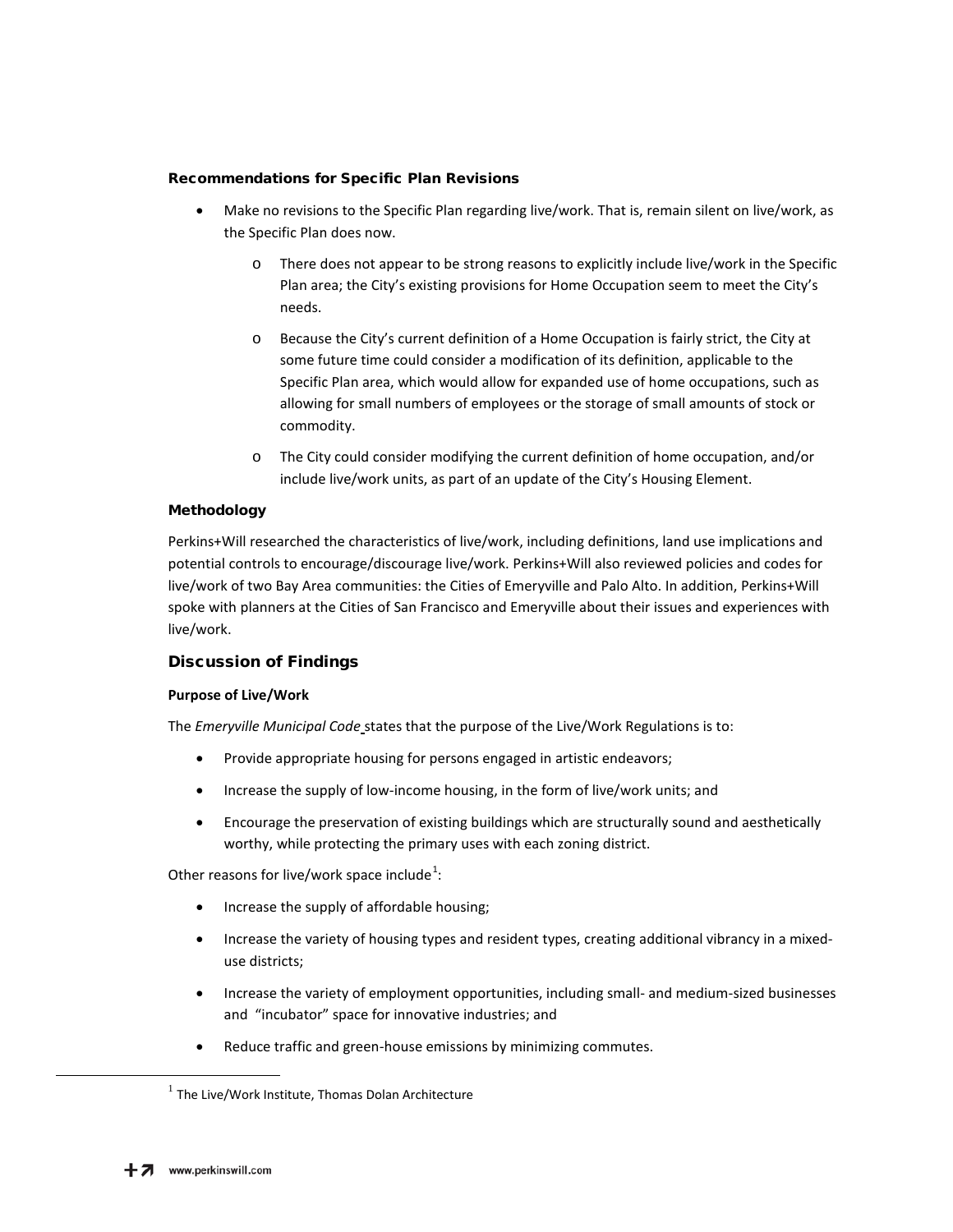### Recommendations for Specific Plan Revisions

- Make no revisions to the Specific Plan regarding live/work. That is, remain silent on live/work, as the Specific Plan does now.
    - There does not appear to be strong reasons to explicitly include live/work in the Specific Plan area; the City's existing provisions for Home Occupation seem to meet the City's needs.
    - Because the City's current definition of a Home Occupation is fairly strict, the City at some future time could consider a modification of its definition, applicable to the Specific Plan area, which would allow for expanded use of home occupations, such as allowing for small numbers of employees or the storage of small amounts of stock or commodity.
    - The City could consider modifying the current definition of home occupation, and/or include live/work units, as part of an update of the City's Housing Element.

### Methodology

Perkins+Will researched the characteristics of live/work, including definitions, land use implications and potential controls to encourage/discourage live/work. Perkins+Will also reviewed policies and codes for live/work of two Bay Area communities: the Cities of Emeryville and Palo Alto. In addition, Perkins+Will spoke with planners at the Cities of San Francisco and Emeryville about their issues and experiences with live/work.

## Discussion of Findings

#### Purpose of Live/Work

The *Emeryville Municipal Code* states that the purpose of the Live/Work Regulations is to:

- Provide appropriate housing for persons engaged in artistic endeavors;
- Increase the supply of low-income housing, in the form of live/work units; and
- Encourage the preservation of existing buildings which are structurally sound and aesthetically worthy, while protecting the primary uses with each zoning district.

Other reasons for live/work space include[1]:

- Increase the supply of affordable housing;
- Increase the variety of housing types and resident types, creating additional vibrancy in a mixed-use districts;
- Increase the variety of employment opportunities, including small- and medium-sized businesses and "incubator" space for innovative industries; and
- Reduce traffic and green-house emissions by minimizing commutes.

[1] The Live/Work Institute, Thomas Dolan Architecture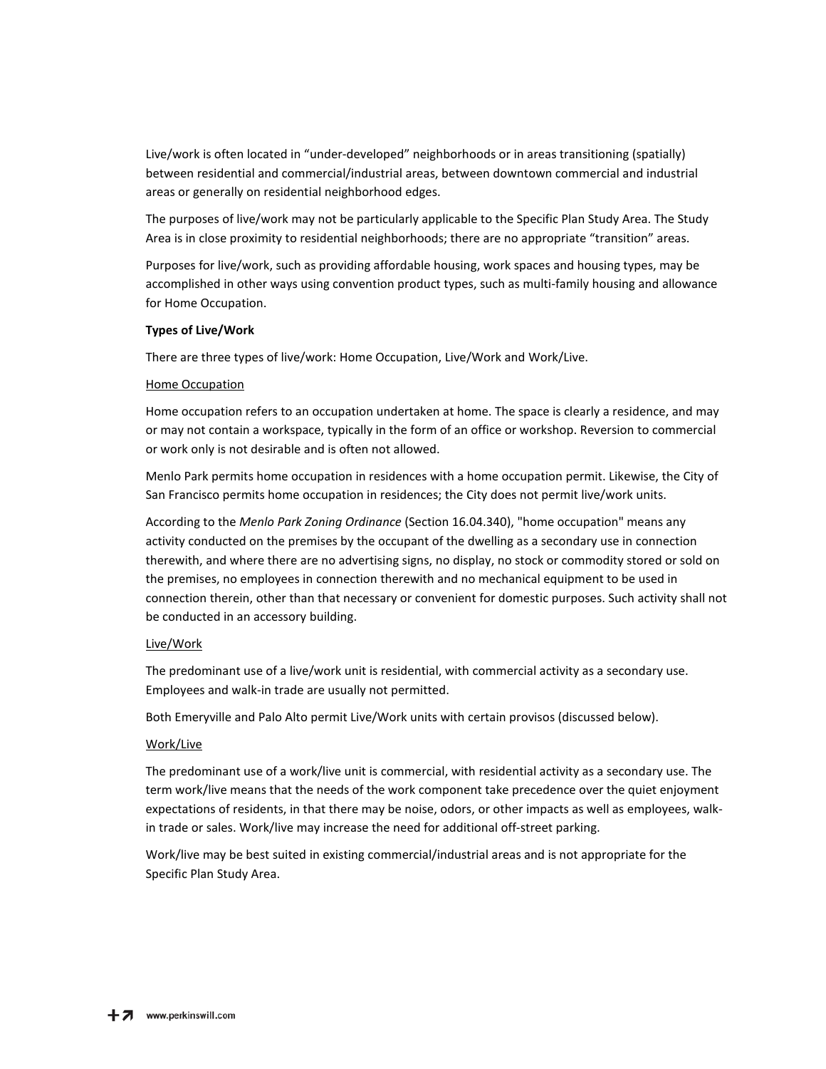Live/work is often located in “under-developed” neighborhoods or in areas transitioning (spatially) between residential and commercial/industrial areas, between downtown commercial and industrial areas or generally on residential neighborhood edges.

The purposes of live/work may not be particularly applicable to the Specific Plan Study Area. The Study Area is in close proximity to residential neighborhoods; there are no appropriate “transition” areas.

Purposes for live/work, such as providing affordable housing, work spaces and housing types, may be accomplished in other ways using convention product types, such as multi-family housing and allowance for Home Occupation.

**Types of Live/Work**

There are three types of live/work: Home Occupation, Live/Work and Work/Live.

<u>Home Occupation</u>

Home occupation refers to an occupation undertaken at home. The space is clearly a residence, and may or may not contain a workspace, typically in the form of an office or workshop. Reversion to commercial or work only is not desirable and is often not allowed.

Menlo Park permits home occupation in residences with a home occupation permit. Likewise, the City of San Francisco permits home occupation in residences; the City does not permit live/work units.

According to the *Menlo Park Zoning Ordinance* (Section 16.04.340), "home occupation" means any activity conducted on the premises by the occupant of the dwelling as a secondary use in connection therewith, and where there are no advertising signs, no display, no stock or commodity stored or sold on the premises, no employees in connection therewith and no mechanical equipment to be used in connection therein, other than that necessary or convenient for domestic purposes. Such activity shall not be conducted in an accessory building.

<u>Live/Work</u>

The predominant use of a live/work unit is residential, with commercial activity as a secondary use. Employees and walk-in trade are usually not permitted.

Both Emeryville and Palo Alto permit Live/Work units with certain provisos (discussed below).

<u>Work/Live</u>

The predominant use of a work/live unit is commercial, with residential activity as a secondary use. The term work/live means that the needs of the work component take precedence over the quiet enjoyment expectations of residents, in that there may be noise, odors, or other impacts as well as employees, walk-in trade or sales. Work/live may increase the need for additional off-street parking.

Work/live may be best suited in existing commercial/industrial areas and is not appropriate for the Specific Plan Study Area.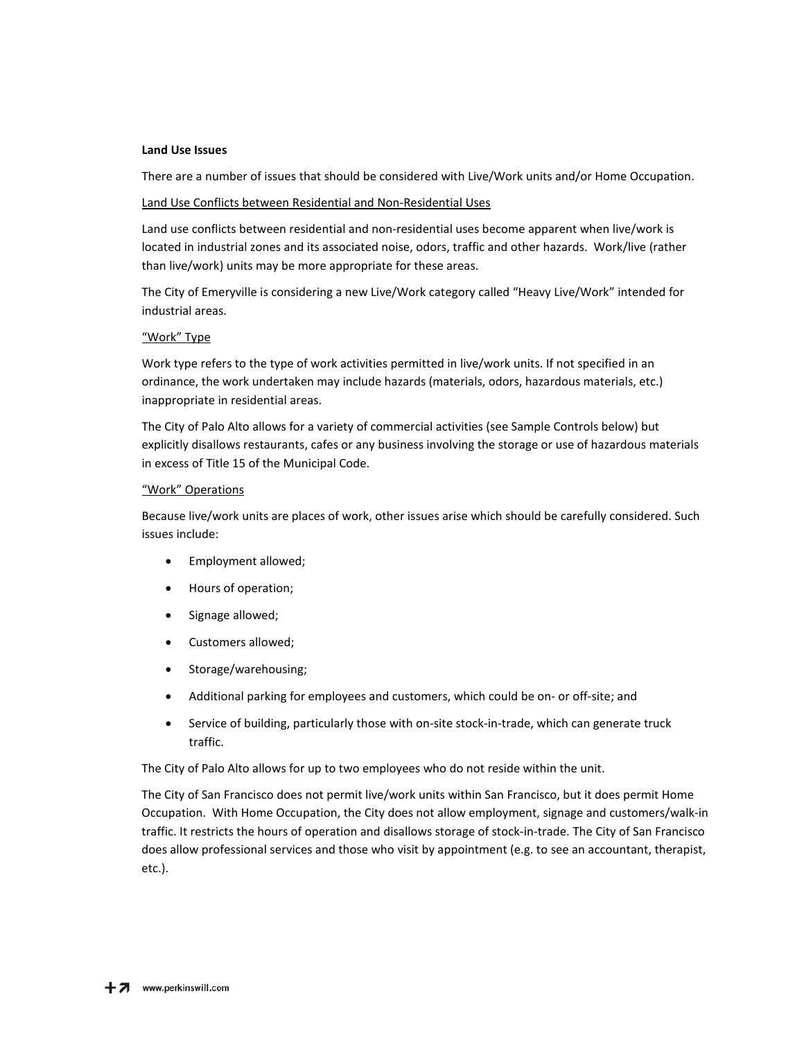**Land Use Issues**

There are a number of issues that should be considered with Live/Work units and/or Home Occupation.

Land Use Conflicts between Residential and Non-Residential Uses

Land use conflicts between residential and non-residential uses become apparent when live/work is located in industrial zones and its associated noise, odors, traffic and other hazards. Work/live (rather than live/work) units may be more appropriate for these areas.

The City of Emeryville is considering a new Live/Work category called "Heavy Live/Work" intended for industrial areas.

"Work" Type

Work type refers to the type of work activities permitted in live/work units. If not specified in an ordinance, the work undertaken may include hazards (materials, odors, hazardous materials, etc.) inappropriate in residential areas.

The City of Palo Alto allows for a variety of commercial activities (see Sample Controls below) but explicitly disallows restaurants, cafes or any business involving the storage or use of hazardous materials in excess of Title 15 of the Municipal Code.

"Work" Operations

Because live/work units are places of work, other issues arise which should be carefully considered. Such issues include:

- Employment allowed;
- Hours of operation;
- Signage allowed;
- Customers allowed;
- Storage/warehousing;
- Additional parking for employees and customers, which could be on- or off-site; and
- Service of building, particularly those with on-site stock-in-trade, which can generate truck traffic.

The City of Palo Alto allows for up to two employees who do not reside within the unit.

The City of San Francisco does not permit live/work units within San Francisco, but it does permit Home Occupation. With Home Occupation, the City does not allow employment, signage and customers/walk-in traffic. It restricts the hours of operation and disallows storage of stock-in-trade. The City of San Francisco does allow professional services and those who visit by appointment (e.g. to see an accountant, therapist, etc.).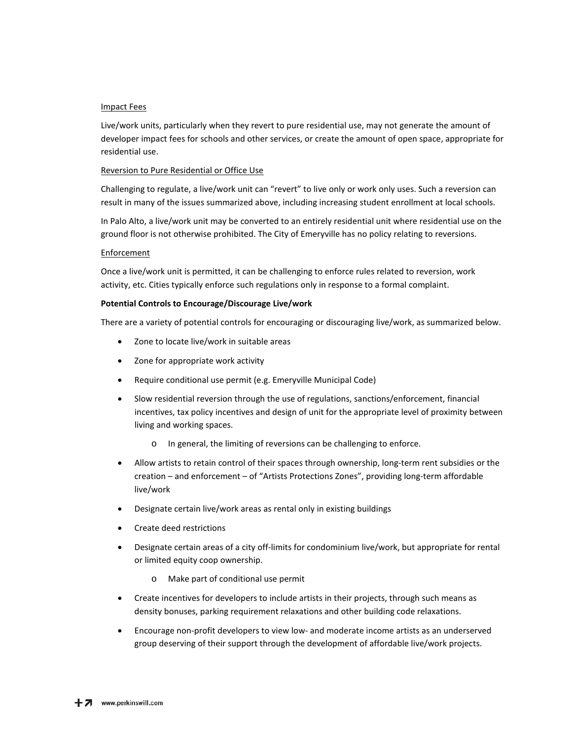<u>Impact Fees</u>

Live/work units, particularly when they revert to pure residential use, may not generate the amount of developer impact fees for schools and other services, or create the amount of open space, appropriate for residential use.

<u>Reversion to Pure Residential or Office Use</u>

Challenging to regulate, a live/work unit can "revert" to live only or work only uses. Such a reversion can result in many of the issues summarized above, including increasing student enrollment at local schools.

In Palo Alto, a live/work unit may be converted to an entirely residential unit where residential use on the ground floor is not otherwise prohibited. The City of Emeryville has no policy relating to reversions.

<u>Enforcement</u>

Once a live/work unit is permitted, it can be challenging to enforce rules related to reversion, work activity, etc. Cities typically enforce such regulations only in response to a formal complaint.

**Potential Controls to Encourage/Discourage Live/work**

There are a variety of potential controls for encouraging or discouraging live/work, as summarized below.

- Zone to locate live/work in suitable areas
- Zone for appropriate work activity
- Require conditional use permit (e.g. Emeryville Municipal Code)
- Slow residential reversion through the use of regulations, sanctions/enforcement, financial incentives, tax policy incentives and design of unit for the appropriate level of proximity between living and working spaces.
    - In general, the limiting of reversions can be challenging to enforce.
- Allow artists to retain control of their spaces through ownership, long-term rent subsidies or the creation – and enforcement – of "Artists Protections Zones", providing long-term affordable live/work
- Designate certain live/work areas as rental only in existing buildings
- Create deed restrictions
- Designate certain areas of a city off-limits for condominium live/work, but appropriate for rental or limited equity coop ownership.
    - Make part of conditional use permit
- Create incentives for developers to include artists in their projects, through such means as density bonuses, parking requirement relaxations and other building code relaxations.
- Encourage non-profit developers to view low- and moderate income artists as an underserved group deserving of their support through the development of affordable live/work projects.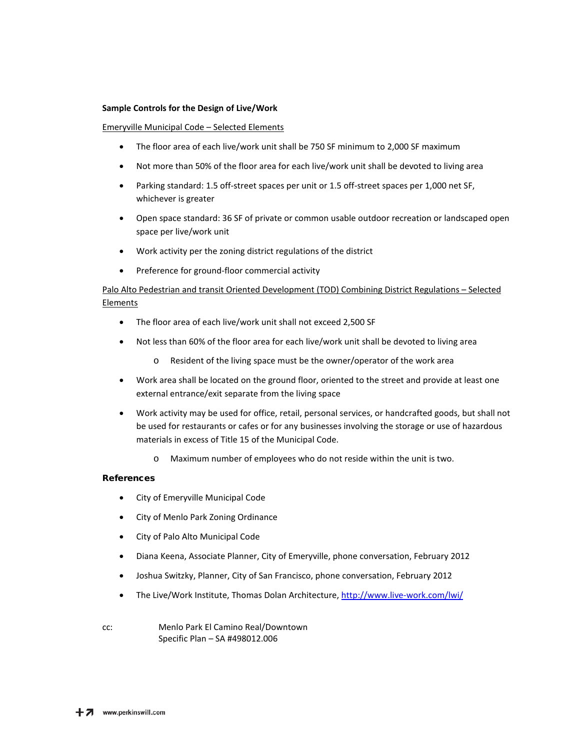**Sample Controls for the Design of Live/Work**

Emeryville Municipal Code – Selected Elements

- The floor area of each live/work unit shall be 750 SF minimum to 2,000 SF maximum
- Not more than 50% of the floor area for each live/work unit shall be devoted to living area
- Parking standard: 1.5 off-street spaces per unit or 1.5 off-street spaces per 1,000 net SF, whichever is greater
- Open space standard: 36 SF of private or common usable outdoor recreation or landscaped open space per live/work unit
- Work activity per the zoning district regulations of the district
- Preference for ground-floor commercial activity

Palo Alto Pedestrian and transit Oriented Development (TOD) Combining District Regulations – Selected Elements

- The floor area of each live/work unit shall not exceed 2,500 SF
- Not less than 60% of the floor area for each live/work unit shall be devoted to living area
  - Resident of the living space must be the owner/operator of the work area
- Work area shall be located on the ground floor, oriented to the street and provide at least one external entrance/exit separate from the living space
- Work activity may be used for office, retail, personal services, or handcrafted goods, but shall not be used for restaurants or cafes or for any businesses involving the storage or use of hazardous materials in excess of Title 15 of the Municipal Code.
  - Maximum number of employees who do not reside within the unit is two.

**References**

- City of Emeryville Municipal Code
- City of Menlo Park Zoning Ordinance
- City of Palo Alto Municipal Code
- Diana Keena, Associate Planner, City of Emeryville, phone conversation, February 2012
- Joshua Switzky, Planner, City of San Francisco, phone conversation, February 2012
- The Live/Work Institute, Thomas Dolan Architecture, http://www.live-work.com/lwi/

cc: Menlo Park El Camino Real/Downtown Specific Plan – SA #498012.006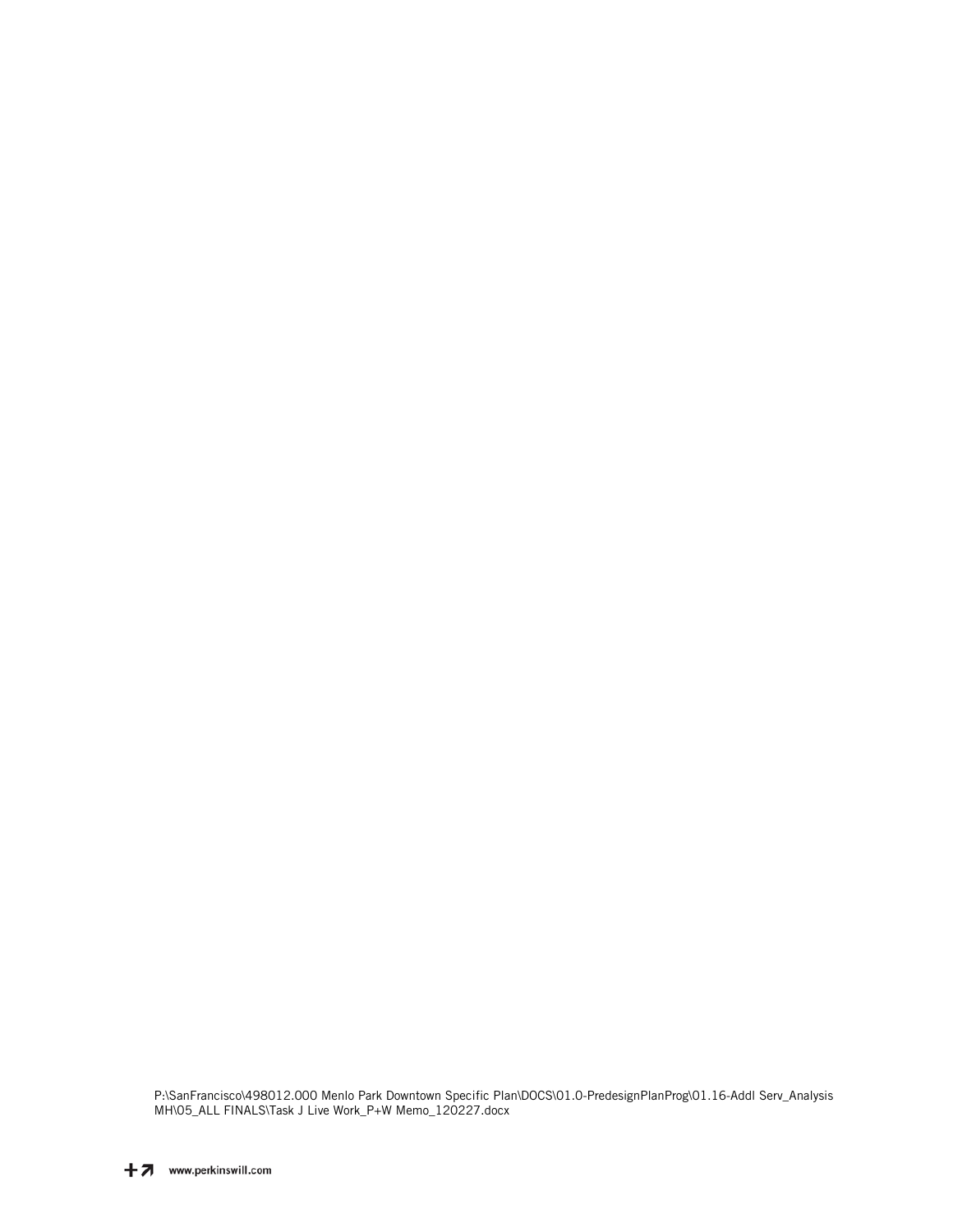P:\SanFrancisco\498012.000 Menlo Park Downtown Specific Plan\DOCS\01.0-PredesignPlanProg\01.16-Addl Serv_Analysis MH\05_ALL FINALS\Task J Live Work_P+W Memo_120227.docx